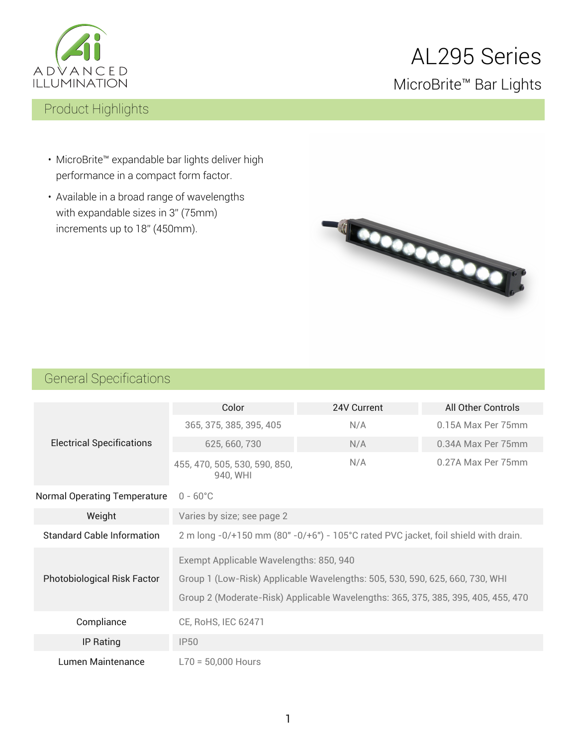# AL295 Series

## MicroBrite™ Bar Lights

## Product Highlights

- MicroBrite™ expandable bar lights deliver high performance in a compact form factor.
- Available in a broad range of wavelengths with expandable sizes in 3" (75mm) increments up to 18" (450mm).

## General Specifications

| | | | |
|---|---|---|---|
| Electrical Specifications | Color | 24V Current | All Other Controls |
| | 365, 375, 385, 395, 405 | N/A | 0.15A Max Per 75mm |
| | 625, 660, 730 | N/A | 0.34A Max Per 75mm |
| | 455, 470, 505, 530, 590, 850, 940, WHI | N/A | 0.27A Max Per 75mm |
| Normal Operating Temperature | 0 - 60°C | | |
| Weight | Varies by size; see page 2 | | |
| Standard Cable Information | 2 m long -0/+150 mm (80" -0/+6") - 105°C rated PVC jacket, foil shield with drain. | | |
| Photobiological Risk Factor | Exempt Applicable Wavelengths: 850, 940<br>Group 1 (Low-Risk) Applicable Wavelengths: 505, 530, 590, 625, 660, 730, WHI<br>Group 2 (Moderate-Risk) Applicable Wavelengths: 365, 375, 385, 395, 405, 455, 470 | | |
| Compliance | CE, RoHS, IEC 62471 | | |
| IP Rating | IP50 | | |
| Lumen Maintenance | L70 = 50,000 Hours | | |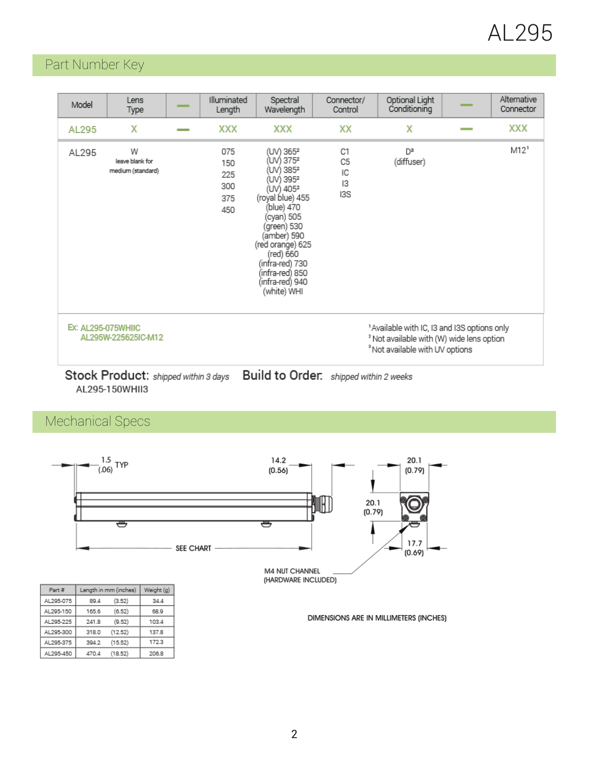# AL295

## Part Number Key

| Model | Lens Type | — | Illuminated Length | Spectral Wavelength | Connector/ Control | Optional Light Conditioning | — | Alternative Connector |
|---|---|---|---|---|---|---|---|---|
| AL295 | X | — | XXX | XXX | XX | X | — | XXX |
| AL295 | W<br>leave blank for medium (standard) | | 075<br>150<br>225<br>300<br>375<br>450 | (UV) 365[2]<br>(UV) 375[2]<br>(UV) 385[2]<br>(UV) 395[2]<br>(UV) 405[2]<br>(royal blue) 455<br>(blue) 470<br>(cyan) 505<br>(green) 530<br>(amber) 590<br>(red orange) 625<br>(red) 660<br>(infra-red) 730<br>(infra-red) 850<br>(infra-red) 940<br>(white) WHI | C1<br>C5<br>IC<br>I3<br>I3S | D[3]<br>(diffuser) | | M12[1] |

Ex: AL295-075WHIIC
AL295W-225625IC-M12

[1] Available with IC, I3 and I3S options only
[2] Not available with (W) wide lens option
[3] Not available with UV options

**Stock Product:** *shipped within 3 days* **Build to Order:** *shipped within 2 weeks*

AL295-150WHII3

## Mechanical Specs

1.5 (.06) TYP

14.2 (0.56)

20.1 (0.79)

20.1 (0.79)

17.7 (0.69)

SEE CHART

M4 NUT CHANNEL (HARDWARE INCLUDED)

| Part # | Length in mm (inches) | Weight (g) |
|---|---|---|
| AL295-075 | 89.4 (3.52) | 34.4 |
| AL295-150 | 165.6 (6.52) | 68.9 |
| AL295-225 | 241.8 (9.52) | 103.4 |
| AL295-300 | 318.0 (12.52) | 137.8 |
| AL295-375 | 394.2 (15.52) | 172.3 |
| AL295-450 | 470.4 (18.52) | 206.8 |

DIMENSIONS ARE IN MILLIMETERS (INCHES)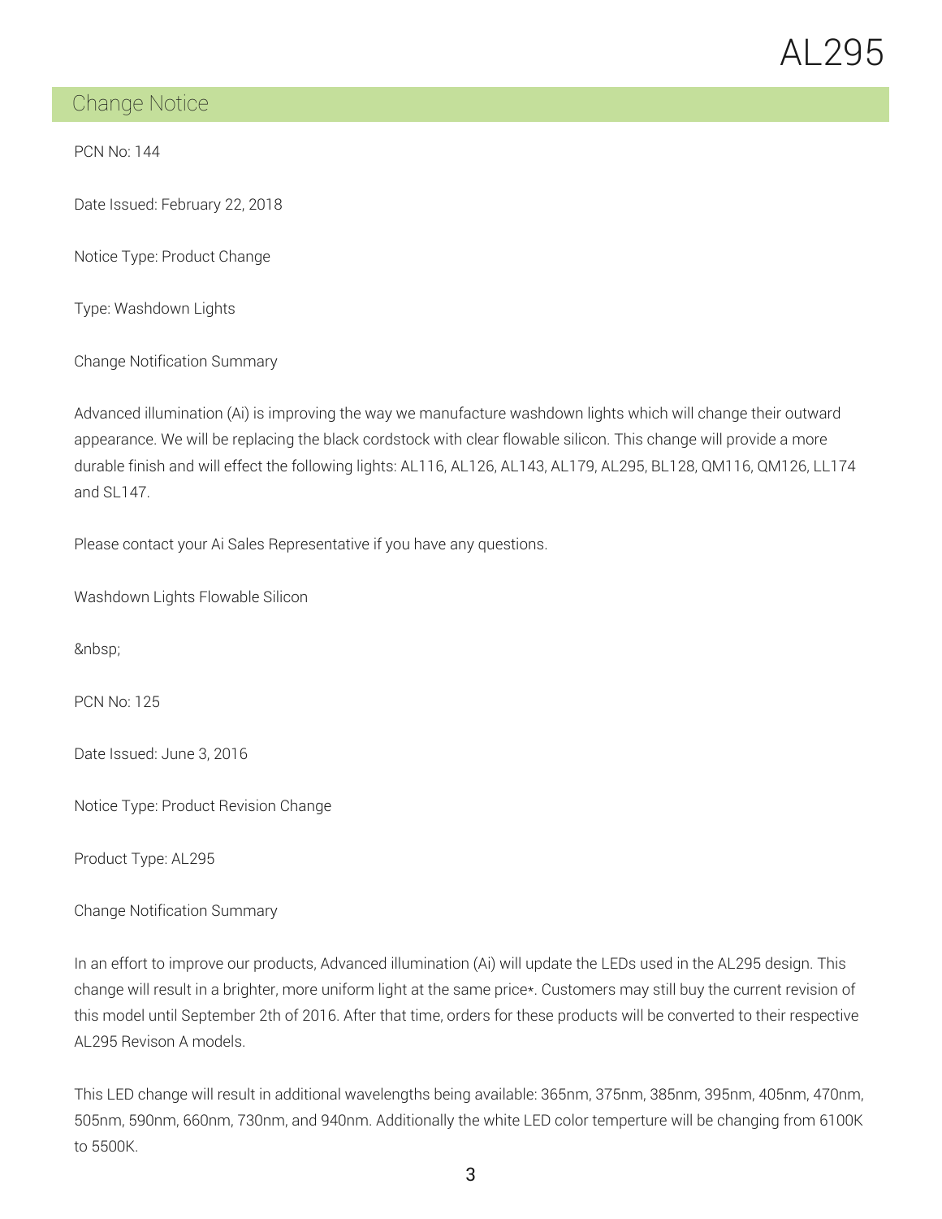## Change Notice

PCN No: 144

Date Issued: February 22, 2018

Notice Type: Product Change

Type: Washdown Lights

Change Notification Summary

Advanced illumination (Ai) is improving the way we manufacture washdown lights which will change their outward appearance. We will be replacing the black cordstock with clear flowable silicon. This change will provide a more durable finish and will effect the following lights: AL116, AL126, AL143, AL179, AL295, BL128, QM116, QM126, LL174 and SL147.

Please contact your Ai Sales Representative if you have any questions.

Washdown Lights Flowable Silicon

&nbsp;

PCN No: 125

Date Issued: June 3, 2016

Notice Type: Product Revision Change

Product Type: AL295

Change Notification Summary

In an effort to improve our products, Advanced illumination (Ai) will update the LEDs used in the AL295 design. This change will result in a brighter, more uniform light at the same price*. Customers may still buy the current revision of this model until September 2th of 2016. After that time, orders for these products will be converted to their respective AL295 Revison A models.

This LED change will result in additional wavelengths being available: 365nm, 375nm, 385nm, 395nm, 405nm, 470nm, 505nm, 590nm, 660nm, 730nm, and 940nm. Additionally the white LED color temperture will be changing from 6100K to 5500K.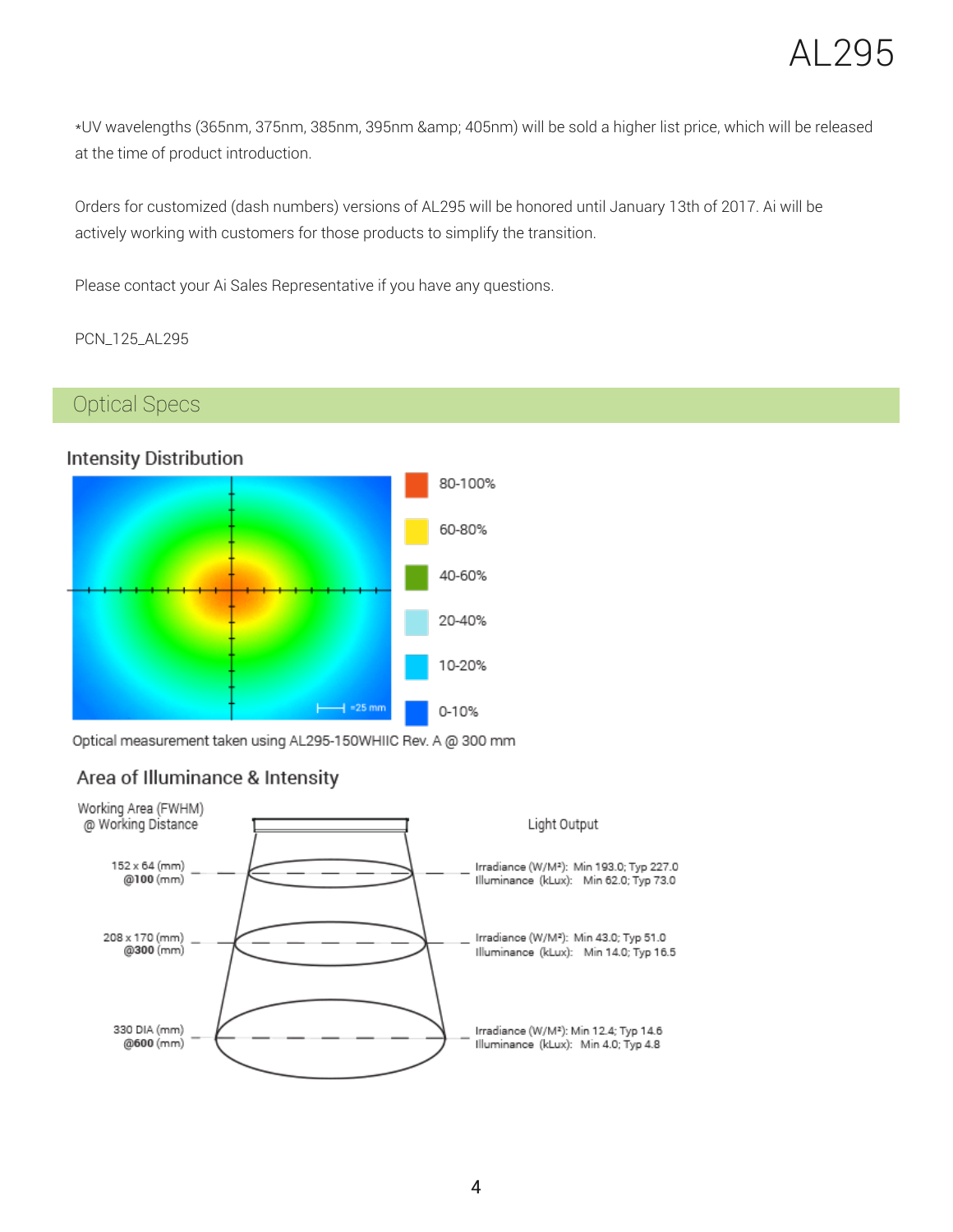*UV wavelengths (365nm, 375nm, 385nm, 395nm &amp; 405nm) will be sold a higher list price, which will be released at the time of product introduction.

Orders for customized (dash numbers) versions of AL295 will be honored until January 13th of 2017. Ai will be actively working with customers for those products to simplify the transition.

Please contact your Ai Sales Representative if you have any questions.

PCN_125_AL295

## Optical Specs

### Intensity Distribution

| Color | Range |
|---|---|
| Orange | 80-100% |
| Yellow | 60-80% |
| Green | 40-60% |
| Light cyan | 20-40% |
| Cyan | 10-20% |
| Blue | 0-10% |

=25 mm

Optical measurement taken using AL295-150WHIIC Rev. A @ 300 mm

### Area of Illuminance & Intensity

| Working Area (FWHM) @ Working Distance | Light Output |
|---|---|
| 152 x 64 (mm) @100 (mm) | Irradiance (W/M²): Min 193.0; Typ 227.0<br>Illuminance (kLux): Min 62.0; Typ 73.0 |
| 208 x 170 (mm) @300 (mm) | Irradiance (W/M²): Min 43.0; Typ 51.0<br>Illuminance (kLux): Min 14.0; Typ 16.5 |
| 330 DIA (mm) @600 (mm) | Irradiance (W/M²): Min 12.4; Typ 14.6<br>Illuminance (kLux): Min 4.0; Typ 4.8 |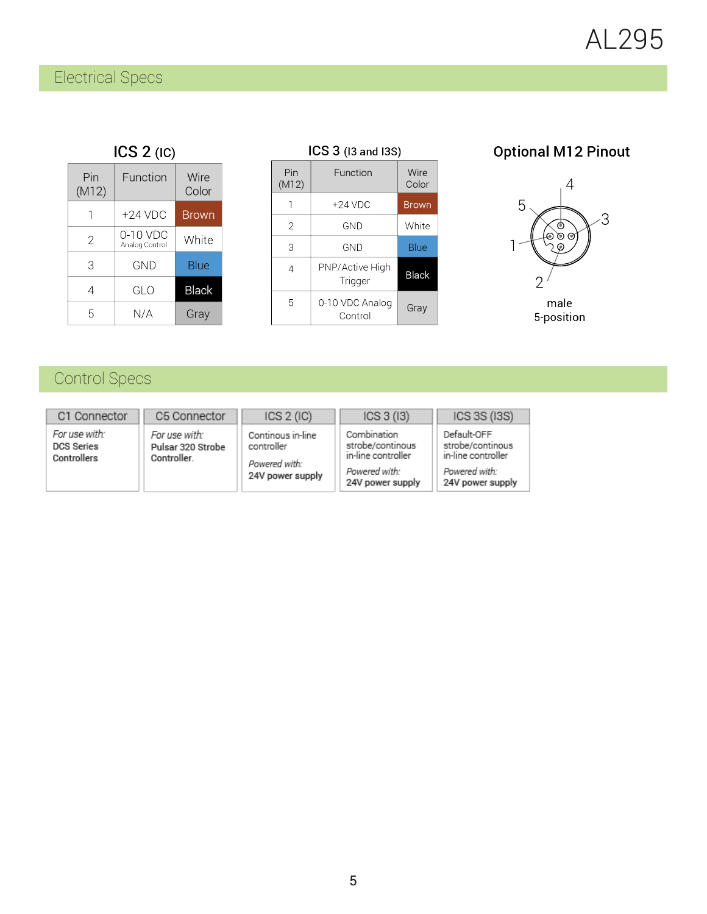# AL295

## Electrical Specs

### ICS 2 (IC)

| Pin (M12) | Function | Wire Color |
|---|---|---|
| 1 | +24 VDC | Brown |
| 2 | 0-10 VDC Analog Control | White |
| 3 | GND | Blue |
| 4 | GLO | Black |
| 5 | N/A | Gray |

### ICS 3 (I3 and I3S)

| Pin (M12) | Function | Wire Color |
|---|---|---|
| 1 | +24 VDC | Brown |
| 2 | GND | White |
| 3 | GND | Blue |
| 4 | PNP/Active High Trigger | Black |
| 5 | 0-10 VDC Analog Control | Gray |

### Optional M12 Pinout

4, 5, 3, 1, 2

male
5-position

## Control Specs

| C1 Connector | C5 Connector | ICS 2 (IC) | ICS 3 (I3) | ICS 3S (I3S) |
|---|---|---|---|---|
| *For use with:* **DCS Series Controllers** | *For use with:* **Pulsar 320 Strobe Controller.** | Continous in-line controller *Powered with:* **24V power supply** | Combination strobe/continous in-line controller *Powered with:* **24V power supply** | Default-OFF strobe/continous in-line controller *Powered with:* **24V power supply** |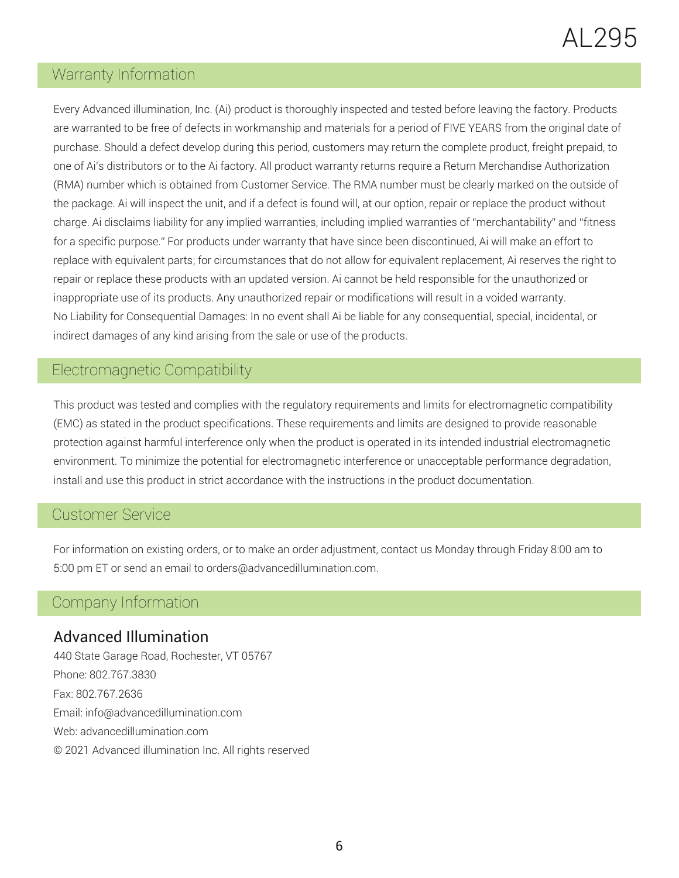## Warranty Information

Every Advanced illumination, Inc. (Ai) product is thoroughly inspected and tested before leaving the factory. Products are warranted to be free of defects in workmanship and materials for a period of FIVE YEARS from the original date of purchase. Should a defect develop during this period, customers may return the complete product, freight prepaid, to one of Ai's distributors or to the Ai factory. All product warranty returns require a Return Merchandise Authorization (RMA) number which is obtained from Customer Service. The RMA number must be clearly marked on the outside of the package. Ai will inspect the unit, and if a defect is found will, at our option, repair or replace the product without charge. Ai disclaims liability for any implied warranties, including implied warranties of "merchantability" and "fitness for a specific purpose." For products under warranty that have since been discontinued, Ai will make an effort to replace with equivalent parts; for circumstances that do not allow for equivalent replacement, Ai reserves the right to repair or replace these products with an updated version. Ai cannot be held responsible for the unauthorized or inappropriate use of its products. Any unauthorized repair or modifications will result in a voided warranty.
No Liability for Consequential Damages: In no event shall Ai be liable for any consequential, special, incidental, or indirect damages of any kind arising from the sale or use of the products.

## Electromagnetic Compatibility

This product was tested and complies with the regulatory requirements and limits for electromagnetic compatibility (EMC) as stated in the product specifications. These requirements and limits are designed to provide reasonable protection against harmful interference only when the product is operated in its intended industrial electromagnetic environment. To minimize the potential for electromagnetic interference or unacceptable performance degradation, install and use this product in strict accordance with the instructions in the product documentation.

## Customer Service

For information on existing orders, or to make an order adjustment, contact us Monday through Friday 8:00 am to 5:00 pm ET or send an email to orders@advancedillumination.com.

## Company Information

### Advanced Illumination

440 State Garage Road, Rochester, VT 05767
Phone: 802.767.3830
Fax: 802.767.2636
Email: info@advancedillumination.com
Web: advancedillumination.com
© 2021 Advanced illumination Inc. All rights reserved